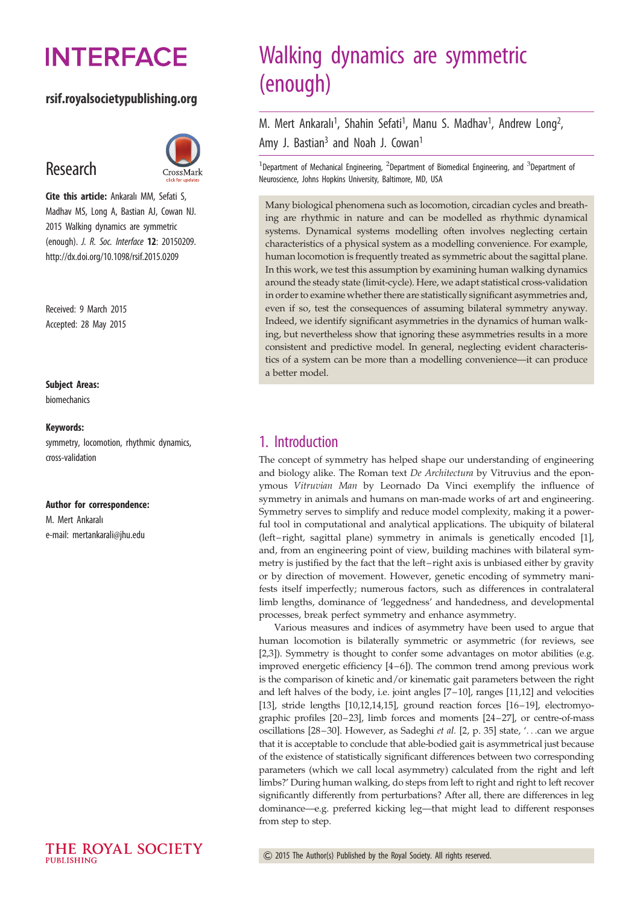# INTERFACE

**rsif.royalsocietypublishing.org**

## Research

**Cite this article:** Ankaralı MM, Sefati S, Madhav MS, Long A, Bastian AJ, Cowan NJ. 2015 Walking dynamics are symmetric (enough). *J. R. Soc. Interface* **12**: 20150209. http://dx.doi.org/10.1098/rsif.2015.0209

Received: 9 March 2015
Accepted: 28 May 2015

**Subject Areas:**
biomechanics

**Keywords:**
symmetry, locomotion, rhythmic dynamics, cross-validation

**Author for correspondence:**
M. Mert Ankaralı
e-mail: mertankarali@jhu.edu

# Walking dynamics are symmetric (enough)

M. Mert Ankaralı[1], Shahin Sefati[1], Manu S. Madhav[1], Andrew Long[2], Amy J. Bastian[3] and Noah J. Cowan[1]

[1]Department of Mechanical Engineering, [2]Department of Biomedical Engineering, and [3]Department of Neuroscience, Johns Hopkins University, Baltimore, MD, USA

Many biological phenomena such as locomotion, circadian cycles and breathing are rhythmic in nature and can be modelled as rhythmic dynamical systems. Dynamical systems modelling often involves neglecting certain characteristics of a physical system as a modelling convenience. For example, human locomotion is frequently treated as symmetric about the sagittal plane. In this work, we test this assumption by examining human walking dynamics around the steady state (limit-cycle). Here, we adapt statistical cross-validation in order to examine whether there are statistically significant asymmetries and, even if so, test the consequences of assuming bilateral symmetry anyway. Indeed, we identify significant asymmetries in the dynamics of human walking, but nevertheless show that ignoring these asymmetries results in a more consistent and predictive model. In general, neglecting evident characteristics of a system can be more than a modelling convenience—it can produce a better model.

## 1. Introduction

The concept of symmetry has helped shape our understanding of engineering and biology alike. The Roman text *De Architectura* by Vitruvius and the eponymous *Vitruvian Man* by Leornado Da Vinci exemplify the influence of symmetry in animals and humans on man-made works of art and engineering. Symmetry serves to simplify and reduce model complexity, making it a powerful tool in computational and analytical applications. The ubiquity of bilateral (left–right, sagittal plane) symmetry in animals is genetically encoded [1], and, from an engineering point of view, building machines with bilateral symmetry is justified by the fact that the left–right axis is unbiased either by gravity or by direction of movement. However, genetic encoding of symmetry manifests itself imperfectly; numerous factors, such as differences in contralateral limb lengths, dominance of 'leggedness' and handedness, and developmental processes, break perfect symmetry and enhance asymmetry.

Various measures and indices of asymmetry have been used to argue that human locomotion is bilaterally symmetric or asymmetric (for reviews, see [2,3]). Symmetry is thought to confer some advantages on motor abilities (e.g. improved energetic efficiency [4–6]). The common trend among previous work is the comparison of kinetic and/or kinematic gait parameters between the right and left halves of the body, i.e. joint angles [7–10], ranges [11,12] and velocities [13], stride lengths [10,12,14,15], ground reaction forces [16–19], electromyographic profiles [20–23], limb forces and moments [24–27], or centre-of-mass oscillations [28–30]. However, as Sadeghi *et al.* [2, p. 35] state, '...can we argue that it is acceptable to conclude that able-bodied gait is asymmetrical just because of the existence of statistically significant differences between two corresponding parameters (which we call local asymmetry) calculated from the right and left limbs?' During human walking, do steps from left to right and right to left recover significantly differently from perturbations? After all, there are differences in leg dominance—e.g. preferred kicking leg—that might lead to different responses from step to step.

© 2015 The Author(s) Published by the Royal Society. All rights reserved.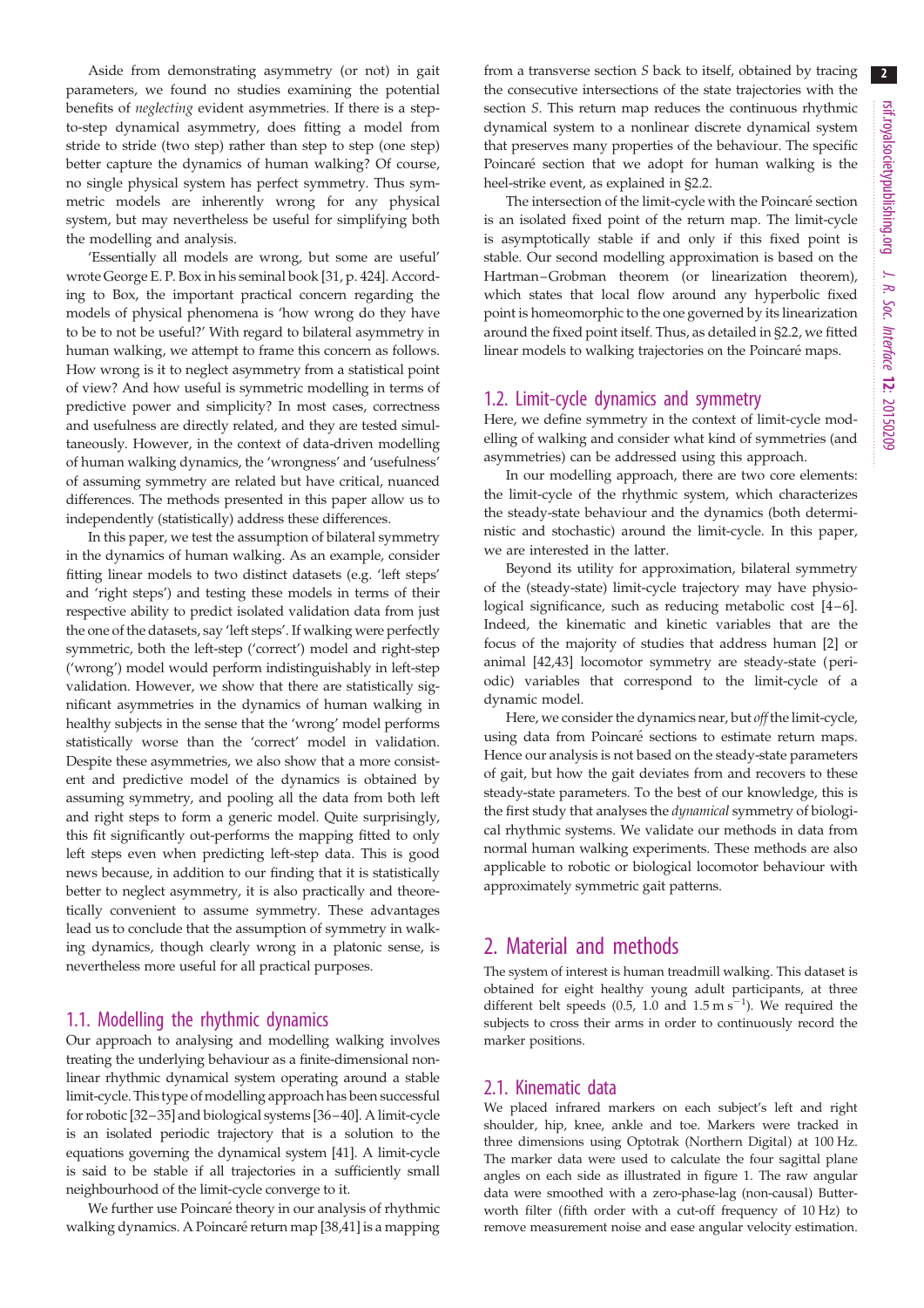Aside from demonstrating asymmetry (or not) in gait parameters, we found no studies examining the potential benefits of *neglecting* evident asymmetries. If there is a step-to-step dynamical asymmetry, does fitting a model from stride to stride (two step) rather than step to step (one step) better capture the dynamics of human walking? Of course, no single physical system has perfect symmetry. Thus symmetric models are inherently wrong for any physical system, but may nevertheless be useful for simplifying both the modelling and analysis.

'Essentially all models are wrong, but some are useful' wrote George E. P. Box in his seminal book [31, p. 424]. According to Box, the important practical concern regarding the models of physical phenomena is 'how wrong do they have to be to not be useful?' With regard to bilateral asymmetry in human walking, we attempt to frame this concern as follows. How wrong is it to neglect asymmetry from a statistical point of view? And how useful is symmetric modelling in terms of predictive power and simplicity? In most cases, correctness and usefulness are directly related, and they are tested simultaneously. However, in the context of data-driven modelling of human walking dynamics, the 'wrongness' and 'usefulness' of assuming symmetry are related but have critical, nuanced differences. The methods presented in this paper allow us to independently (statistically) address these differences.

In this paper, we test the assumption of bilateral symmetry in the dynamics of human walking. As an example, consider fitting linear models to two distinct datasets (e.g. 'left steps' and 'right steps') and testing these models in terms of their respective ability to predict isolated validation data from just the one of the datasets, say 'left steps'. If walking were perfectly symmetric, both the left-step ('correct') model and right-step ('wrong') model would perform indistinguishably in left-step validation. However, we show that there are statistically significant asymmetries in the dynamics of human walking in healthy subjects in the sense that the 'wrong' model performs statistically worse than the 'correct' model in validation. Despite these asymmetries, we also show that a more consistent and predictive model of the dynamics is obtained by assuming symmetry, and pooling all the data from both left and right steps to form a generic model. Quite surprisingly, this fit significantly out-performs the mapping fitted to only left steps even when predicting left-step data. This is good news because, in addition to our finding that it is statistically better to neglect asymmetry, it is also practically and theoretically convenient to assume symmetry. These advantages lead us to conclude that the assumption of symmetry in walking dynamics, though clearly wrong in a platonic sense, is nevertheless more useful for all practical purposes.

## 1.1. Modelling the rhythmic dynamics

Our approach to analysing and modelling walking involves treating the underlying behaviour as a finite-dimensional nonlinear rhythmic dynamical system operating around a stable limit-cycle. This type of modelling approach has been successful for robotic [32–35] and biological systems [36–40]. A limit-cycle is an isolated periodic trajectory that is a solution to the equations governing the dynamical system [41]. A limit-cycle is said to be stable if all trajectories in a sufficiently small neighbourhood of the limit-cycle converge to it.

We further use Poincaré theory in our analysis of rhythmic walking dynamics. A Poincaré return map [38,41] is a mapping from a transverse section $S$ back to itself, obtained by tracing the consecutive intersections of the state trajectories with the section $S$. This return map reduces the continuous rhythmic dynamical system to a nonlinear discrete dynamical system that preserves many properties of the behaviour. The specific Poincaré section that we adopt for human walking is the heel-strike event, as explained in §2.2.

The intersection of the limit-cycle with the Poincaré section is an isolated fixed point of the return map. The limit-cycle is asymptotically stable if and only if this fixed point is stable. Our second modelling approximation is based on the Hartman–Grobman theorem (or linearization theorem), which states that local flow around any hyperbolic fixed point is homeomorphic to the one governed by its linearization around the fixed point itself. Thus, as detailed in §2.2, we fitted linear models to walking trajectories on the Poincaré maps.

## 1.2. Limit-cycle dynamics and symmetry

Here, we define symmetry in the context of limit-cycle modelling of walking and consider what kind of symmetries (and asymmetries) can be addressed using this approach.

In our modelling approach, there are two core elements: the limit-cycle of the rhythmic system, which characterizes the steady-state behaviour and the dynamics (both deterministic and stochastic) around the limit-cycle. In this paper, we are interested in the latter.

Beyond its utility for approximation, bilateral symmetry of the (steady-state) limit-cycle trajectory may have physiological significance, such as reducing metabolic cost [4–6]. Indeed, the kinematic and kinetic variables that are the focus of the majority of studies that address human [2] or animal [42,43] locomotor symmetry are steady-state (periodic) variables that correspond to the limit-cycle of a dynamic model.

Here, we consider the dynamics near, but *off* the limit-cycle, using data from Poincaré sections to estimate return maps. Hence our analysis is not based on the steady-state parameters of gait, but how the gait deviates from and recovers to these steady-state parameters. To the best of our knowledge, this is the first study that analyses the *dynamical* symmetry of biological rhythmic systems. We validate our methods in data from normal human walking experiments. These methods are also applicable to robotic or biological locomotor behaviour with approximately symmetric gait patterns.

# 2. Material and methods

The system of interest is human treadmill walking. This dataset is obtained for eight healthy young adult participants, at three different belt speeds (0.5, 1.0 and 1.5 m s$^{-1}$). We required the subjects to cross their arms in order to continuously record the marker positions.

## 2.1. Kinematic data

We placed infrared markers on each subject's left and right shoulder, hip, knee, ankle and toe. Markers were tracked in three dimensions using Optotrak (Northern Digital) at 100 Hz. The marker data were used to calculate the four sagittal plane angles on each side as illustrated in figure 1. The raw angular data were smoothed with a zero-phase-lag (non-causal) Butterworth filter (fifth order with a cut-off frequency of 10 Hz) to remove measurement noise and ease angular velocity estimation.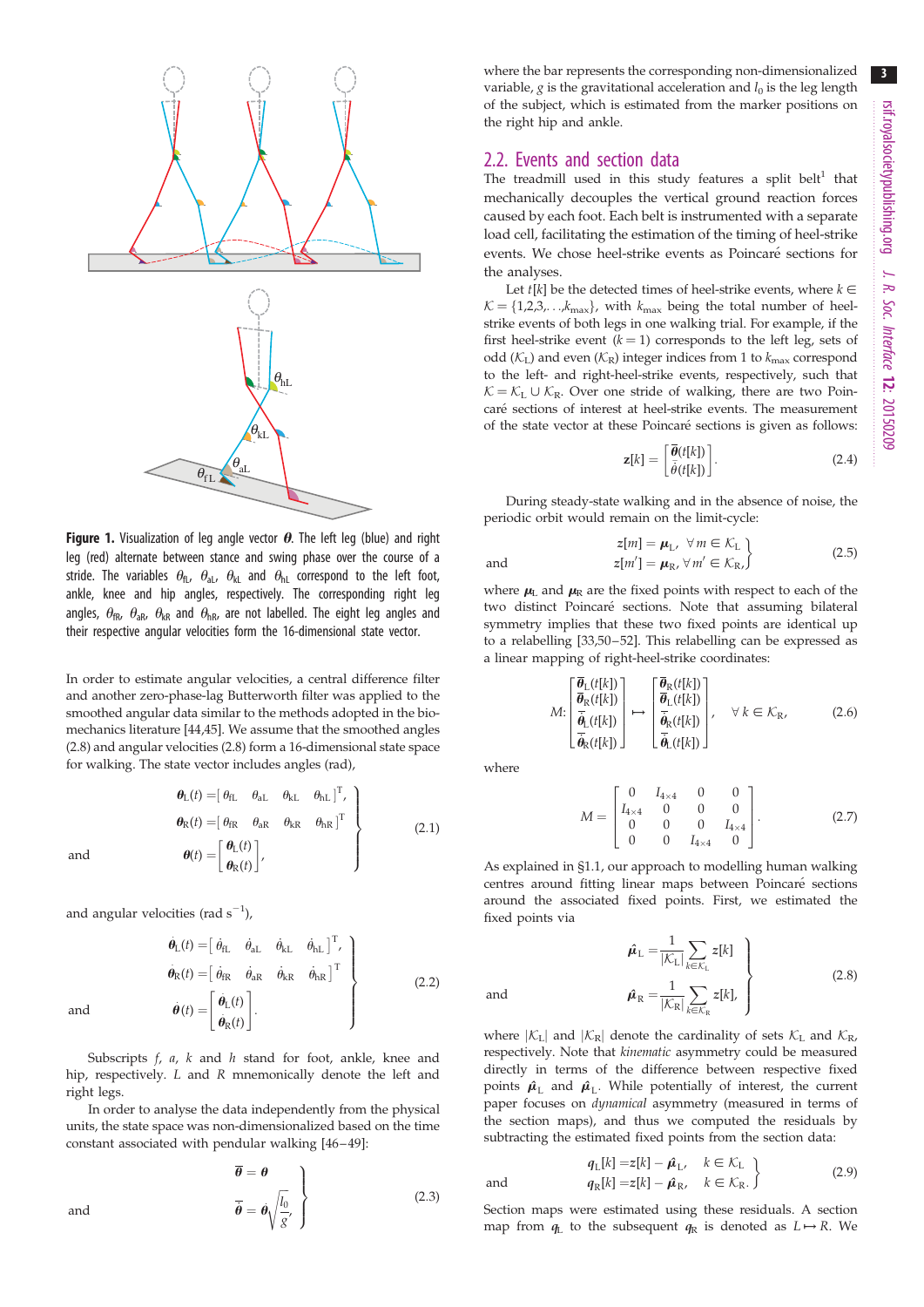**Figure 1.** Visualization of leg angle vector $\boldsymbol{\theta}$. The left leg (blue) and right leg (red) alternate between stance and swing phase over the course of a stride. The variables $\theta_{\mathrm{fL}}$, $\theta_{\mathrm{aL}}$, $\theta_{\mathrm{kL}}$ and $\theta_{\mathrm{hL}}$ correspond to the left foot, ankle, knee and hip angles, respectively. The corresponding right leg angles, $\theta_{\mathrm{fR}}$, $\theta_{\mathrm{aR}}$, $\theta_{\mathrm{kR}}$ and $\theta_{\mathrm{hR}}$, are not labelled. The eight leg angles and their respective angular velocities form the 16-dimensional state vector.

In order to estimate angular velocities, a central difference filter and another zero-phase-lag Butterworth filter was applied to the smoothed angular data similar to the methods adopted in the biomechanics literature [44,45]. We assume that the smoothed angles (2.8) and angular velocities (2.8) form a 16-dimensional state space for walking. The state vector includes angles (rad),

$$
\left.
\begin{aligned}
\boldsymbol{\theta}_{\mathrm{L}}(t) &= \begin{bmatrix} \theta_{\mathrm{fL}} & \theta_{\mathrm{aL}} & \theta_{\mathrm{kL}} & \theta_{\mathrm{hL}} \end{bmatrix}^{\mathrm{T}}, \\
\boldsymbol{\theta}_{\mathrm{R}}(t) &= \begin{bmatrix} \theta_{\mathrm{fR}} & \theta_{\mathrm{aR}} & \theta_{\mathrm{kR}} & \theta_{\mathrm{hR}} \end{bmatrix}^{\mathrm{T}} \\
\text{and} \quad \boldsymbol{\theta}(t) &= \begin{bmatrix} \boldsymbol{\theta}_{\mathrm{L}}(t) \\ \boldsymbol{\theta}_{\mathrm{R}}(t) \end{bmatrix},
\end{aligned}
\right\} \tag{2.1}
$$

and angular velocities (rad s$^{-1}$),

$$
\left.
\begin{aligned}
\dot{\boldsymbol{\theta}}_{\mathrm{L}}(t) &= \begin{bmatrix} \dot{\theta}_{\mathrm{fL}} & \dot{\theta}_{\mathrm{aL}} & \dot{\theta}_{\mathrm{kL}} & \dot{\theta}_{\mathrm{hL}} \end{bmatrix}^{\mathrm{T}}, \\
\dot{\boldsymbol{\theta}}_{\mathrm{R}}(t) &= \begin{bmatrix} \dot{\theta}_{\mathrm{fR}} & \dot{\theta}_{\mathrm{aR}} & \dot{\theta}_{\mathrm{kR}} & \dot{\theta}_{\mathrm{hR}} \end{bmatrix}^{\mathrm{T}} \\
\text{and} \quad \dot{\boldsymbol{\theta}}(t) &= \begin{bmatrix} \dot{\boldsymbol{\theta}}_{\mathrm{L}}(t) \\ \dot{\boldsymbol{\theta}}_{\mathrm{R}}(t) \end{bmatrix}.
\end{aligned}
\right\} \tag{2.2}
$$

Subscripts *f*, *a*, *k* and *h* stand for foot, ankle, knee and hip, respectively. *L* and *R* mnemonically denote the left and right legs.

In order to analyse the data independently from the physical units, the state space was non-dimensionalized based on the time constant associated with pendular walking [46–49]:

$$
\left.
\begin{aligned}
\bar{\boldsymbol{\theta}} &= \boldsymbol{\theta} \\
\text{and} \quad \bar{\dot{\boldsymbol{\theta}}} &= \dot{\boldsymbol{\theta}}\sqrt{\frac{l_0}{g}},
\end{aligned}
\right\} \tag{2.3}
$$

where the bar represents the corresponding non-dimensionalized variable, $g$ is the gravitational acceleration and $l_0$ is the leg length of the subject, which is estimated from the marker positions on the right hip and ankle.

## 2.2. Events and section data

The treadmill used in this study features a split belt[1] that mechanically decouples the vertical ground reaction forces caused by each foot. Each belt is instrumented with a separate load cell, facilitating the estimation of the timing of heel-strike events. We chose heel-strike events as Poincaré sections for the analyses.

Let $t[k]$ be the detected times of heel-strike events, where $k \in \mathcal{K} = \{1,2,3,\ldots,k_{\max}\}$, with $k_{\max}$ being the total number of heel-strike events of both legs in one walking trial. For example, if the first heel-strike event ($k = 1$) corresponds to the left leg, sets of odd ($\mathcal{K}_{\mathrm{L}}$) and even ($\mathcal{K}_{\mathrm{R}}$) integer indices from 1 to $k_{\max}$ correspond to the left- and right-heel-strike events, respectively, such that $\mathcal{K} = \mathcal{K}_{\mathrm{L}} \cup \mathcal{K}_{\mathrm{R}}$. Over one stride of walking, there are two Poincaré sections of interest at heel-strike events. The measurement of the state vector at these Poincaré sections is given as follows:

$$
\mathbf{z}[k] = \begin{bmatrix} \bar{\boldsymbol{\theta}}(t[k]) \\ \bar{\dot{\theta}}(t[k]) \end{bmatrix}. \tag{2.4}
$$

During steady-state walking and in the absence of noise, the periodic orbit would remain on the limit-cycle:

$$
\left.
\begin{aligned}
z[m] &= \boldsymbol{\mu}_{\mathrm{L}}, \ \forall\, m \in \mathcal{K}_{\mathrm{L}} \\
\text{and} \quad z[m'] &= \boldsymbol{\mu}_{\mathrm{R}}, \ \forall\, m' \in \mathcal{K}_{\mathrm{R}},
\end{aligned}
\right\} \tag{2.5}
$$

where $\boldsymbol{\mu}_{\mathrm{L}}$ and $\boldsymbol{\mu}_{\mathrm{R}}$ are the fixed points with respect to each of the two distinct Poincaré sections. Note that assuming bilateral symmetry implies that these two fixed points are identical up to a relabelling [33,50–52]. This relabelling can be expressed as a linear mapping of right-heel-strike coordinates:

$$
M: \begin{bmatrix} \bar{\boldsymbol{\theta}}_{\mathrm{L}}(t[k]) \\ \bar{\boldsymbol{\theta}}_{\mathrm{R}}(t[k]) \\ \bar{\dot{\boldsymbol{\theta}}}_{\mathrm{L}}(t[k]) \\ \bar{\dot{\boldsymbol{\theta}}}_{\mathrm{R}}(t[k]) \end{bmatrix} \mapsto \begin{bmatrix} \bar{\boldsymbol{\theta}}_{\mathrm{R}}(t[k]) \\ \bar{\boldsymbol{\theta}}_{\mathrm{L}}(t[k]) \\ \bar{\dot{\boldsymbol{\theta}}}_{\mathrm{R}}(t[k]) \\ \bar{\dot{\boldsymbol{\theta}}}_{\mathrm{L}}(t[k]) \end{bmatrix}, \quad \forall\, k \in \mathcal{K}_{\mathrm{R}}, \tag{2.6}
$$

where

$$
M = \begin{bmatrix} 0 & I_{4\times 4} & 0 & 0 \\ I_{4\times 4} & 0 & 0 & 0 \\ 0 & 0 & 0 & I_{4\times 4} \\ 0 & 0 & I_{4\times 4} & 0 \end{bmatrix}. \tag{2.7}
$$

As explained in §1.1, our approach to modelling human walking centres around fitting linear maps between Poincaré sections around the associated fixed points. First, we estimated the fixed points via

$$
\left.
\begin{aligned}
\hat{\boldsymbol{\mu}}_{\mathrm{L}} &= \frac{1}{|\mathcal{K}_{\mathrm{L}}|}\sum_{k \in \mathcal{K}_{\mathrm{L}}} z[k] \\
\text{and} \quad \hat{\boldsymbol{\mu}}_{\mathrm{R}} &= \frac{1}{|\mathcal{K}_{\mathrm{R}}|}\sum_{k \in \mathcal{K}_{\mathrm{R}}} z[k],
\end{aligned}
\right\} \tag{2.8}
$$

where $|\mathcal{K}_{\mathrm{L}}|$ and $|\mathcal{K}_{\mathrm{R}}|$ denote the cardinality of sets $\mathcal{K}_{\mathrm{L}}$ and $\mathcal{K}_{\mathrm{R}}$, respectively. Note that *kinematic* asymmetry could be measured directly in terms of the difference between respective fixed points $\hat{\boldsymbol{\mu}}_{\mathrm{L}}$ and $\hat{\boldsymbol{\mu}}_{\mathrm{L}}$. While potentially of interest, the current paper focuses on *dynamical* asymmetry (measured in terms of the section maps), and thus we computed the residuals by subtracting the estimated fixed points from the section data:

$$
\left.
\begin{aligned}
q_{\mathrm{L}}[k] &= z[k] - \hat{\boldsymbol{\mu}}_{\mathrm{L}}, \quad k \in \mathcal{K}_{\mathrm{L}} \\
\text{and} \quad q_{\mathrm{R}}[k] &= z[k] - \hat{\boldsymbol{\mu}}_{\mathrm{R}}, \quad k \in \mathcal{K}_{\mathrm{R}}.
\end{aligned}
\right\} \tag{2.9}
$$

Section maps were estimated using these residuals. A section map from $\boldsymbol{q}_{\mathrm{L}}$ to the subsequent $\boldsymbol{q}_{\mathrm{R}}$ is denoted as $L \mapsto R$. We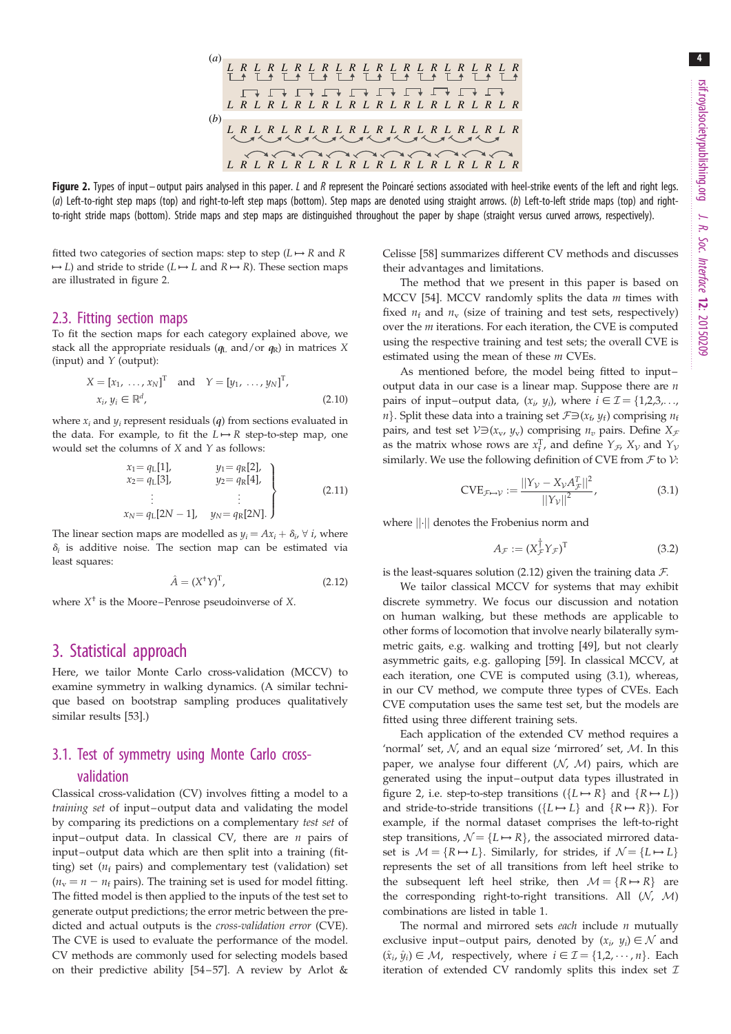**Figure 2.** Types of input–output pairs analysed in this paper. $L$ and $R$ represent the Poincaré sections associated with heel-strike events of the left and right legs. (*a*) Left-to-right step maps (top) and right-to-left step maps (bottom). Step maps are denoted using straight arrows. (*b*) Left-to-left stride maps (top) and right-to-right stride maps (bottom). Stride maps and step maps are distinguished throughout the paper by shape (straight versus curved arrows, respectively).

fitted two categories of section maps: step to step ($L \mapsto R$ and $R \mapsto L$) and stride to stride ($L \mapsto L$ and $R \mapsto R$). These section maps are illustrated in figure 2.

## 2.3. Fitting section maps

To fit the section maps for each category explained above, we stack all the appropriate residuals ($q_L$ and/or $q_R$) in matrices $X$ (input) and $Y$ (output):

$$X = [x_1, \ldots, x_N]^T \quad \text{and} \quad Y = [y_1, \ldots, y_N]^T, \\ x_i, y_i \in \mathbb{R}^d, \tag{2.10}$$

where $x_i$ and $y_i$ represent residuals ($q$) from sections evaluated in the data. For example, to fit the $L \mapsto R$ step-to-step map, one would set the columns of $X$ and $Y$ as follows:

$$\left.\begin{array}{ll} x_1 = q_L[1], & y_1 = q_R[2], \\ x_2 = q_L[3], & y_2 = q_R[4], \\ \vdots & \vdots \\ x_N = q_L[2N-1], & y_N = q_R[2N]. \end{array}\right\} \tag{2.11}$$

The linear section maps are modelled as $y_i = Ax_i + \delta_i, \forall\, i$, where $\delta_i$ is additive noise. The section map can be estimated via least squares:

$$\hat{A} = (X^{\dagger}Y)^T, \tag{2.12}$$

where $X^{\dagger}$ is the Moore–Penrose pseudoinverse of $X$.

# 3. Statistical approach

Here, we tailor Monte Carlo cross-validation (MCCV) to examine symmetry in walking dynamics. (A similar technique based on bootstrap sampling produces qualitatively similar results [53].)

## 3.1. Test of symmetry using Monte Carlo cross-validation

Classical cross-validation (CV) involves fitting a model to a *training set* of input–output data and validating the model by comparing its predictions on a complementary *test set* of input–output data. In classical CV, there are $n$ pairs of input–output data which are then split into a training (fitting) set ($n_f$ pairs) and complementary test (validation) set ($n_v = n - n_f$ pairs). The training set is used for model fitting. The fitted model is then applied to the inputs of the test set to generate output predictions; the error metric between the predicted and actual outputs is the *cross-validation error* (CVE). The CVE is used to evaluate the performance of the model. CV methods are commonly used for selecting models based on their predictive ability [54–57]. A review by Arlot & Celisse [58] summarizes different CV methods and discusses their advantages and limitations.

The method that we present in this paper is based on MCCV [54]. MCCV randomly splits the data $m$ times with fixed $n_f$ and $n_v$ (size of training and test sets, respectively) over the $m$ iterations. For each iteration, the CVE is computed using the respective training and test sets; the overall CVE is estimated using the mean of these $m$ CVEs.

As mentioned before, the model being fitted to input–output data in our case is a linear map. Suppose there are $n$ pairs of input–output data, $(x_i, y_i)$, where $i \in \mathcal{I} = \{1,2,3,\ldots, n\}$. Split these data into a training set $\mathcal{F} \ni (x_f, y_f)$ comprising $n_f$ pairs, and test set $\mathcal{V} \ni (x_v, y_v)$ comprising $n_v$ pairs. Define $X_{\mathcal{F}}$ as the matrix whose rows are $x_f^T$, and define $Y_{\mathcal{F}}$, $X_{\mathcal{V}}$ and $Y_{\mathcal{V}}$ similarly. We use the following definition of CVE from $\mathcal{F}$ to $\mathcal{V}$:

$$\text{CVE}_{\mathcal{F} \mapsto \mathcal{V}} := \frac{\|Y_{\mathcal{V}} - X_{\mathcal{V}} A_{\mathcal{F}}^T\|^2}{\|Y_{\mathcal{V}}\|^2}, \tag{3.1}$$

where $\|\cdot\|$ denotes the Frobenius norm and

$$A_{\mathcal{F}} := (X_{\mathcal{F}}^{\dagger} Y_{\mathcal{F}})^T \tag{3.2}$$

is the least-squares solution (2.12) given the training data $\mathcal{F}$.

We tailor classical MCCV for systems that may exhibit discrete symmetry. We focus our discussion and notation on human walking, but these methods are applicable to other forms of locomotion that involve nearly bilaterally symmetric gaits, e.g. walking and trotting [49], but not clearly asymmetric gaits, e.g. galloping [59]. In classical MCCV, at each iteration, one CVE is computed using (3.1), whereas, in our CV method, we compute three types of CVEs. Each CVE computation uses the same test set, but the models are fitted using three different training sets.

Each application of the extended CV method requires a 'normal' set, $\mathcal{N}$, and an equal size 'mirrored' set, $\mathcal{M}$. In this paper, we analyse four different ($\mathcal{N}$, $\mathcal{M}$) pairs, which are generated using the input–output data types illustrated in figure 2, i.e. step-to-step transitions ($\{L \mapsto R\}$ and $\{R \mapsto L\}$) and stride-to-stride transitions ($\{L \mapsto L\}$ and $\{R \mapsto R\}$). For example, if the normal dataset comprises the left-to-right step transitions, $\mathcal{N} = \{L \mapsto R\}$, the associated mirrored dataset is $\mathcal{M} = \{R \mapsto L\}$. Similarly, for strides, if $\mathcal{N} = \{L \mapsto L\}$ represents the set of all transitions from left heel strike to the subsequent left heel strike, then $\mathcal{M} = \{R \mapsto R\}$ are the corresponding right-to-right transitions. All ($\mathcal{N}$, $\mathcal{M}$) combinations are listed in table 1.

The normal and mirrored sets *each* include $n$ mutually exclusive input–output pairs, denoted by $(x_i, y_i) \in \mathcal{N}$ and $(\hat{x}_i, \hat{y}_i) \in \mathcal{M}$, respectively, where $i \in \mathcal{I} = \{1,2, \cdots, n\}$. Each iteration of extended CV randomly splits this index set $\mathcal{I}$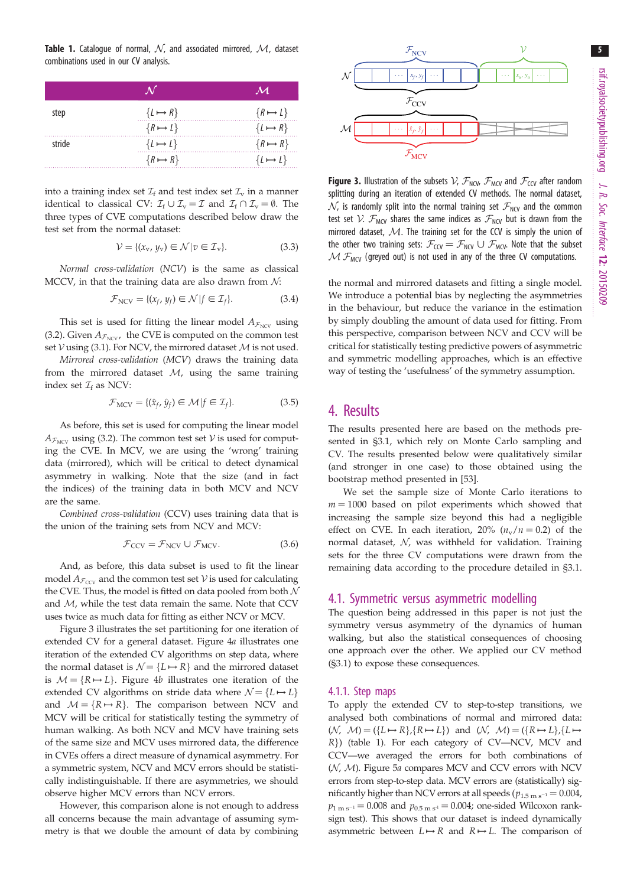**Table 1.** Catalogue of normal, $\mathcal{N}$, and associated mirrored, $\mathcal{M}$, dataset combinations used in our CV analysis.

| | $\mathcal{N}$ | $\mathcal{M}$ |
|---|---|---|
| step | $\{L \mapsto R\}$ | $\{R \mapsto L\}$ |
| | $\{R \mapsto L\}$ | $\{L \mapsto R\}$ |
| stride | $\{L \mapsto L\}$ | $\{R \mapsto R\}$ |
| | $\{R \mapsto R\}$ | $\{L \mapsto L\}$ |

into a training index set $\mathcal{I}_f$ and test index set $\mathcal{I}_v$ in a manner identical to classical CV: $\mathcal{I}_f \cup \mathcal{I}_v = \mathcal{I}$ and $\mathcal{I}_f \cap \mathcal{I}_v = \emptyset$. The three types of CVE computations described below draw the test set from the normal dataset:

$$\mathcal{V} = \{(x_v, y_v) \in \mathcal{N} | v \in \mathcal{I}_v\}. \tag{3.3}$$

*Normal cross-validation* (*NCV*) is the same as classical MCCV, in that the training data are also drawn from $\mathcal{N}$:

$$\mathcal{F}_{\mathrm{NCV}} = \{(x_f, y_f) \in \mathcal{N} | f \in \mathcal{I}_f\}. \tag{3.4}$$

This set is used for fitting the linear model $A_{\mathcal{F}_{\mathrm{NCV}}}$ using (3.2). Given $A_{\mathcal{F}_{\mathrm{NCV}}}$, the CVE is computed on the common test set $\mathcal{V}$ using (3.1). For NCV, the mirrored dataset $\mathcal{M}$ is not used.

*Mirrored cross-validation* (*MCV*) draws the training data from the mirrored dataset $\mathcal{M}$, using the same training index set $\mathcal{I}_f$ as NCV:

$$\mathcal{F}_{\mathrm{MCV}} = \{(\hat{x}_f, \hat{y}_f) \in \mathcal{M} | f \in \mathcal{I}_f\}. \tag{3.5}$$

As before, this set is used for computing the linear model $A_{\mathcal{F}_{\mathrm{MCV}}}$ using (3.2). The common test set $\mathcal{V}$ is used for computing the CVE. In MCV, we are using the 'wrong' training data (mirrored), which will be critical to detect dynamical asymmetry in walking. Note that the size (and in fact the indices) of the training data in both MCV and NCV are the same.

*Combined cross-validation* (CCV) uses training data that is the union of the training sets from NCV and MCV:

$$\mathcal{F}_{\mathrm{CCV}} = \mathcal{F}_{\mathrm{NCV}} \cup \mathcal{F}_{\mathrm{MCV}}. \tag{3.6}$$

And, as before, this data subset is used to fit the linear model $A_{\mathcal{F}_{\mathrm{CCV}}}$ and the common test set $\mathcal{V}$ is used for calculating the CVE. Thus, the model is fitted on data pooled from both $\mathcal{N}$ and $\mathcal{M}$, while the test data remain the same. Note that CCV uses twice as much data for fitting as either NCV or MCV.

Figure 3 illustrates the set partitioning for one iteration of extended CV for a general dataset. Figure 4*a* illustrates one iteration of the extended CV algorithms on step data, where the normal dataset is $\mathcal{N} = \{L \mapsto R\}$ and the mirrored dataset is $\mathcal{M} = \{R \mapsto L\}$. Figure 4*b* illustrates one iteration of the extended CV algorithms on stride data where $\mathcal{N} = \{L \mapsto L\}$ and $\mathcal{M} = \{R \mapsto R\}$. The comparison between NCV and MCV will be critical for statistically testing the symmetry of human walking. As both NCV and MCV have training sets of the same size and MCV uses mirrored data, the difference in CVEs offers a direct measure of dynamical asymmetry. For a symmetric system, NCV and MCV errors should be statistically indistinguishable. If there are asymmetries, we should observe higher MCV errors than NCV errors.

However, this comparison alone is not enough to address all concerns because the main advantage of assuming symmetry is that we double the amount of data by combining the normal and mirrored datasets and fitting a single model. We introduce a potential bias by neglecting the asymmetries in the behaviour, but reduce the variance in the estimation by simply doubling the amount of data used for fitting. From this perspective, comparison between NCV and CCV will be critical for statistically testing predictive powers of asymmetric and symmetric modelling approaches, which is an effective way of testing the 'usefulness' of the symmetry assumption.

**Figure 3.** Illustration of the subsets $\mathcal{V}$, $\mathcal{F}_{\mathrm{NCV}}$, $\mathcal{F}_{\mathrm{MCV}}$ and $\mathcal{F}_{\mathrm{CCV}}$ after random splitting during an iteration of extended CV methods. The normal dataset, $\mathcal{N}$, is randomly split into the normal training set $\mathcal{F}_{\mathrm{NCV}}$ and the common test set $\mathcal{V}$. $\mathcal{F}_{\mathrm{MCV}}$ shares the same indices as $\mathcal{F}_{\mathrm{NCV}}$ but is drawn from the mirrored dataset, $\mathcal{M}$. The training set for the CCV is simply the union of the other two training sets: $\mathcal{F}_{\mathrm{CCV}} = \mathcal{F}_{\mathrm{NCV}} \cup \mathcal{F}_{\mathrm{MCV}}$. Note that the subset $\mathcal{M} \setminus \mathcal{F}_{\mathrm{MCV}}$ (greyed out) is not used in any of the three CV computations.

## 4. Results

The results presented here are based on the methods presented in §3.1, which rely on Monte Carlo sampling and CV. The results presented below were qualitatively similar (and stronger in one case) to those obtained using the bootstrap method presented in [53].

We set the sample size of Monte Carlo iterations to $m = 1000$ based on pilot experiments which showed that increasing the sample size beyond this had a negligible effect on CVE. In each iteration, 20% ($n_v/n = 0.2$) of the normal dataset, $\mathcal{N}$, was withheld for validation. Training sets for the three CV computations were drawn from the remaining data according to the procedure detailed in §3.1.

### 4.1. Symmetric versus asymmetric modelling

The question being addressed in this paper is not just the symmetry versus asymmetry of the dynamics of human walking, but also the statistical consequences of choosing one approach over the other. We applied our CV method (§3.1) to expose these consequences.

#### 4.1.1. Step maps

To apply the extended CV to step-to-step transitions, we analysed both combinations of normal and mirrored data: $(\mathcal{N}, \mathcal{M}) = (\{L \mapsto R\}, \{R \mapsto L\})$ and $(\mathcal{N}, \mathcal{M}) = (\{R \mapsto L\}, \{L \mapsto R\})$ (table 1). For each category of CV—NCV, MCV and CCV—we averaged the errors for both combinations of $(\mathcal{N}, \mathcal{M})$. Figure 5*a* compares MCV and CCV errors with NCV errors from step-to-step data. MCV errors are (statistically) significantly higher than NCV errors at all speeds ($p_{1.5\ \mathrm{m\ s^{-1}}} = 0.004$, $p_{1\ \mathrm{m\ s^{-1}}} = 0.008$ and $p_{0.5\ \mathrm{m\ s^{-1}}} = 0.004$; one-sided Wilcoxon rank-sign test). This shows that our dataset is indeed dynamically asymmetric between $L \mapsto R$ and $R \mapsto L$. The comparison of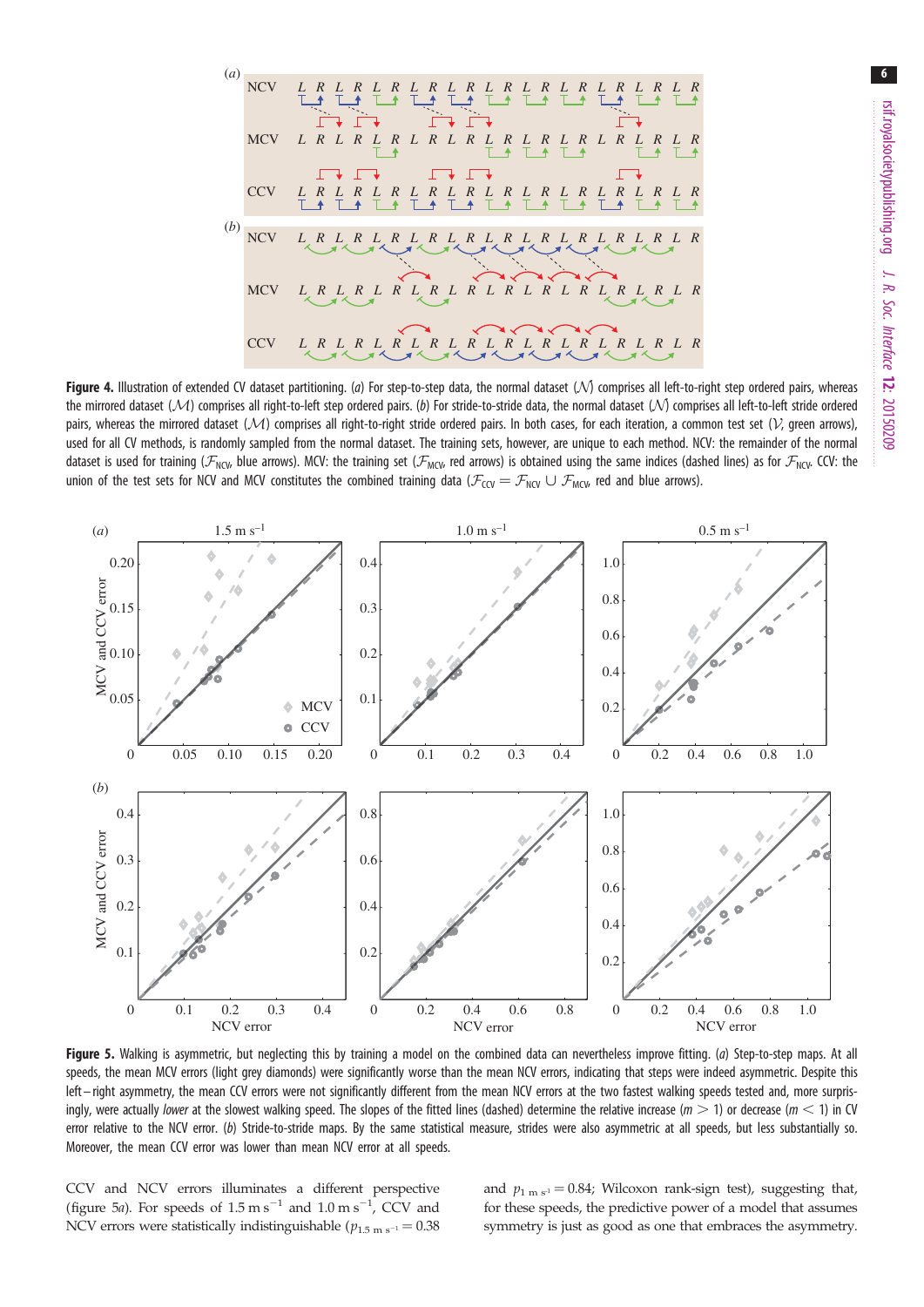**Figure 4.** Illustration of extended CV dataset partitioning. (*a*) For step-to-step data, the normal dataset ($\mathcal{N}$) comprises all left-to-right step ordered pairs, whereas the mirrored dataset ($\mathcal{M}$) comprises all right-to-left step ordered pairs. (*b*) For stride-to-stride data, the normal dataset ($\mathcal{N}$) comprises all left-to-left stride ordered pairs, whereas the mirrored dataset ($\mathcal{M}$) comprises all right-to-right stride ordered pairs. In both cases, for each iteration, a common test set ($\mathcal{V}$, green arrows), used for all CV methods, is randomly sampled from the normal dataset. The training sets, however, are unique to each method. NCV: the remainder of the normal dataset is used for training ($\mathcal{F}_{NCV}$, blue arrows). MCV: the training set ($\mathcal{F}_{MCV}$, red arrows) is obtained using the same indices (dashed lines) as for $\mathcal{F}_{NCV}$. CCV: the union of the test sets for NCV and MCV constitutes the combined training data ($\mathcal{F}_{CCV} = \mathcal{F}_{NCV} \cup \mathcal{F}_{MCV}$, red and blue arrows).

**Figure 5.** Walking is asymmetric, but neglecting this by training a model on the combined data can nevertheless improve fitting. (*a*) Step-to-step maps. At all speeds, the mean MCV errors (light grey diamonds) were significantly worse than the mean NCV errors, indicating that steps were indeed asymmetric. Despite this left–right asymmetry, the mean CCV errors were not significantly different from the mean NCV errors at the two fastest walking speeds tested and, more surprisingly, were actually *lower* at the slowest walking speed. The slopes of the fitted lines (dashed) determine the relative increase ($m > 1$) or decrease ($m < 1$) in CV error relative to the NCV error. (*b*) Stride-to-stride maps. By the same statistical measure, strides were also asymmetric at all speeds, but less substantially so. Moreover, the mean CCV error was lower than mean NCV error at all speeds.

CCV and NCV errors illuminates a different perspective (figure 5*a*). For speeds of 1.5 m s$^{-1}$ and 1.0 m s$^{-1}$, CCV and NCV errors were statistically indistinguishable ($p_{1.5\ \mathrm{m\ s^{-1}}} = 0.38$ and $p_{1\ \mathrm{m\ s^{-1}}} = 0.84$; Wilcoxon rank-sign test), suggesting that, for these speeds, the predictive power of a model that assumes symmetry is just as good as one that embraces the asymmetry.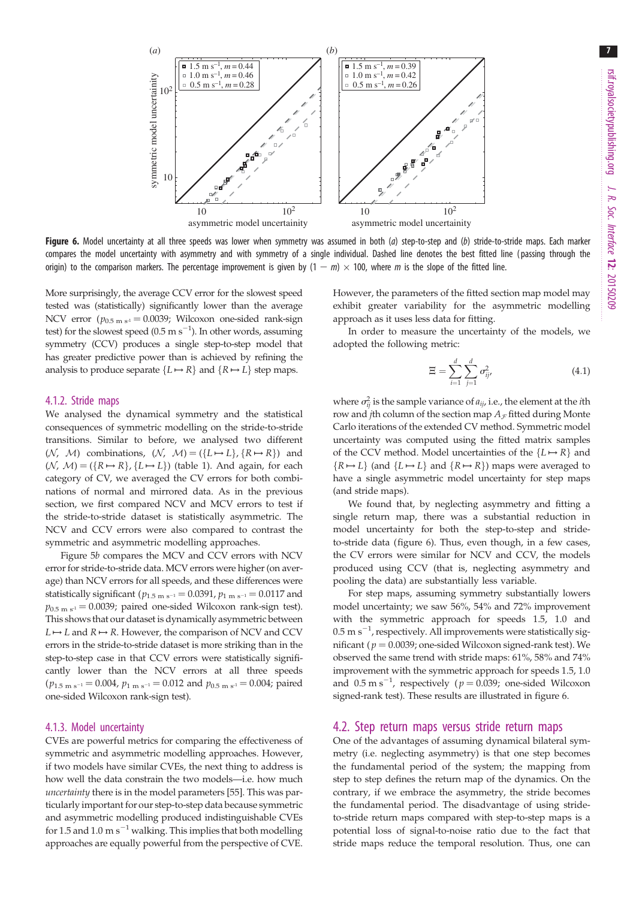**Figure 6.** Model uncertainty at all three speeds was lower when symmetry was assumed in both (*a*) step-to-step and (*b*) stride-to-stride maps. Each marker compares the model uncertainty with asymmetry and with symmetry of a single individual. Dashed line denotes the best fitted line (passing through the origin) to the comparison markers. The percentage improvement is given by $(1 - m) \times 100$, where $m$ is the slope of the fitted line.

More surprisingly, the average CCV error for the slowest speed tested was (statistically) significantly lower than the average NCV error ($p_{0.5\ \mathrm{m\ s^{-1}}} = 0.0039$; Wilcoxon one-sided rank-sign test) for the slowest speed ($0.5\ \mathrm{m\ s^{-1}}$). In other words, assuming symmetry (CCV) produces a single step-to-step model that has greater predictive power than is achieved by refining the analysis to produce separate $\{L \mapsto R\}$ and $\{R \mapsto L\}$ step maps.

### 4.1.2. Stride maps

We analysed the dynamical symmetry and the statistical consequences of symmetric modelling on the stride-to-stride transitions. Similar to before, we analysed two different $(\mathcal{N}, \mathcal{M})$ combinations, $(\mathcal{N}, \mathcal{M}) = (\{L \mapsto L\}, \{R \mapsto R\})$ and $(\mathcal{N}, \mathcal{M}) = (\{R \mapsto R\}, \{L \mapsto L\})$ (table 1). And again, for each category of CV, we averaged the CV errors for both combinations of normal and mirrored data. As in the previous section, we first compared NCV and MCV errors to test if the stride-to-stride dataset is statistically asymmetric. The NCV and CCV errors were also compared to contrast the symmetric and asymmetric modelling approaches.

Figure 5*b* compares the MCV and CCV errors with NCV error for stride-to-stride data. MCV errors were higher (on average) than NCV errors for all speeds, and these differences were statistically significant ($p_{1.5\ \mathrm{m\ s^{-1}}} = 0.0391$, $p_{1\ \mathrm{m\ s^{-1}}} = 0.0117$ and $p_{0.5\ \mathrm{m\ s^{-1}}} = 0.0039$; paired one-sided Wilcoxon rank-sign test). This shows that our dataset is dynamically asymmetric between $L \mapsto L$ and $R \mapsto R$. However, the comparison of NCV and CCV errors in the stride-to-stride dataset is more striking than in the step-to-step case in that CCV errors were statistically significantly lower than the NCV errors at all three speeds ($p_{1.5\ \mathrm{m\ s^{-1}}} = 0.004$, $p_{1\ \mathrm{m\ s^{-1}}} = 0.012$ and $p_{0.5\ \mathrm{m\ s^{-1}}} = 0.004$; paired one-sided Wilcoxon rank-sign test).

### 4.1.3. Model uncertainty

CVEs are powerful metrics for comparing the effectiveness of symmetric and asymmetric modelling approaches. However, if two models have similar CVEs, the next thing to address is how well the data constrain the two models—i.e. how much *uncertainty* there is in the model parameters [55]. This was particularly important for our step-to-step data because symmetric and asymmetric modelling produced indistinguishable CVEs for 1.5 and $1.0\ \mathrm{m\ s^{-1}}$ walking. This implies that both modelling approaches are equally powerful from the perspective of CVE. However, the parameters of the fitted section map model may exhibit greater variability for the asymmetric modelling approach as it uses less data for fitting.

In order to measure the uncertainty of the models, we adopted the following metric:

$$\Xi = \sum_{i=1}^{d} \sum_{j=1}^{d} \sigma_{ij}^2, \tag{4.1}$$

where $\sigma_{ij}^2$ is the sample variance of $a_{ij}$, i.e., the element at the $i$th row and $j$th column of the section map $A_{\mathcal{F}}$ fitted during Monte Carlo iterations of the extended CV method. Symmetric model uncertainty was computed using the fitted matrix samples of the CCV method. Model uncertainties of the $\{L \mapsto R\}$ and $\{R \mapsto L\}$ (and $\{L \mapsto L\}$ and $\{R \mapsto R\}$) maps were averaged to have a single asymmetric model uncertainty for step maps (and stride maps).

We found that, by neglecting asymmetry and fitting a single return map, there was a substantial reduction in model uncertainty for both the step-to-step and stride-to-stride data (figure 6). Thus, even though, in a few cases, the CV errors were similar for NCV and CCV, the models produced using CCV (that is, neglecting asymmetry and pooling the data) are substantially less variable.

For step maps, assuming symmetry substantially lowers model uncertainty; we saw 56%, 54% and 72% improvement with the symmetric approach for speeds 1.5, 1.0 and $0.5\ \mathrm{m\ s^{-1}}$, respectively. All improvements were statistically significant ($p = 0.0039$; one-sided Wilcoxon signed-rank test). We observed the same trend with stride maps: 61%, 58% and 74% improvement with the symmetric approach for speeds 1.5, 1.0 and $0.5\ \mathrm{m\ s^{-1}}$, respectively ($p = 0.039$; one-sided Wilcoxon signed-rank test). These results are illustrated in figure 6.

## 4.2. Step return maps versus stride return maps

One of the advantages of assuming dynamical bilateral symmetry (i.e. neglecting asymmetry) is that one step becomes the fundamental period of the system; the mapping from step to step defines the return map of the dynamics. On the contrary, if we embrace the asymmetry, the stride becomes the fundamental period. The disadvantage of using stride-to-stride return maps compared with step-to-step maps is a potential loss of signal-to-noise ratio due to the fact that stride maps reduce the temporal resolution. Thus, one can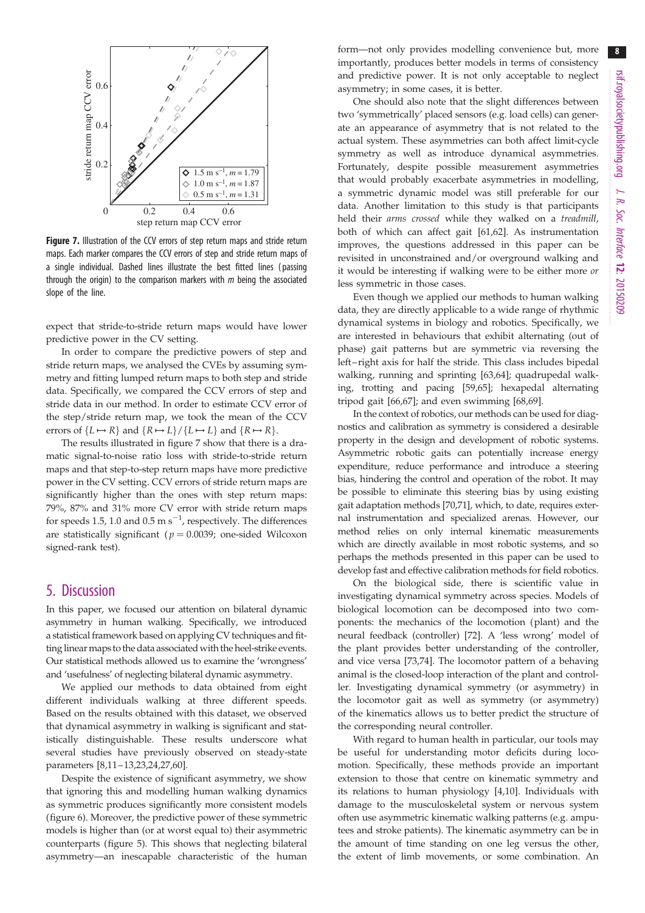stride return map CCV error

step return map CCV error

0

0.2

0.4

0.6

0.2

0.4

0.6

1.5 m s$^{-1}$, $m = 1.79$

1.0 m s$^{-1}$, $m = 1.87$

0.5 m s$^{-1}$, $m = 1.31$

**Figure 7.** Illustration of the CCV errors of step return maps and stride return maps. Each marker compares the CCV errors of step and stride return maps of a single individual. Dashed lines illustrate the best fitted lines (passing through the origin) to the comparison markers with $m$ being the associated slope of the line.

expect that stride-to-stride return maps would have lower predictive power in the CV setting.

In order to compare the predictive powers of step and stride return maps, we analysed the CVEs by assuming symmetry and fitting lumped return maps to both step and stride data. Specifically, we compared the CCV errors of step and stride data in our method. In order to estimate CCV error of the step/stride return map, we took the mean of the CCV errors of $\{L \mapsto R\}$ and $\{R \mapsto L\}/\{L \mapsto L\}$ and $\{R \mapsto R\}$.

The results illustrated in figure 7 show that there is a dramatic signal-to-noise ratio loss with stride-to-stride return maps and that step-to-step return maps have more predictive power in the CV setting. CCV errors of stride return maps are significantly higher than the ones with step return maps: 79%, 87% and 31% more CV error with stride return maps for speeds 1.5, 1.0 and 0.5 m s$^{-1}$, respectively. The differences are statistically significant ($p = 0.0039$; one-sided Wilcoxon signed-rank test).

## 5. Discussion

In this paper, we focused our attention on bilateral dynamic asymmetry in human walking. Specifically, we introduced a statistical framework based on applying CV techniques and fitting linear maps to the data associated with the heel-strike events. Our statistical methods allowed us to examine the 'wrongness' and 'usefulness' of neglecting bilateral dynamic asymmetry.

We applied our methods to data obtained from eight different individuals walking at three different speeds. Based on the results obtained with this dataset, we observed that dynamical asymmetry in walking is significant and statistically distinguishable. These results underscore what several studies have previously observed on steady-state parameters [8,11–13,23,24,27,60].

Despite the existence of significant asymmetry, we show that ignoring this and modelling human walking dynamics as symmetric produces significantly more consistent models (figure 6). Moreover, the predictive power of these symmetric models is higher than (or at worst equal to) their asymmetric counterparts (figure 5). This shows that neglecting bilateral asymmetry—an inescapable characteristic of the human form—not only provides modelling convenience but, more importantly, produces better models in terms of consistency and predictive power. It is not only acceptable to neglect asymmetry; in some cases, it is better.

One should also note that the slight differences between two 'symmetrically' placed sensors (e.g. load cells) can generate an appearance of asymmetry that is not related to the actual system. These asymmetries can both affect limit-cycle symmetry as well as introduce dynamical asymmetries. Fortunately, despite possible measurement asymmetries that would probably exacerbate asymmetries in modelling, a symmetric dynamic model was still preferable for our data. Another limitation to this study is that participants held their *arms crossed* while they walked on a *treadmill*, both of which can affect gait [61,62]. As instrumentation improves, the questions addressed in this paper can be revisited in unconstrained and/or overground walking and it would be interesting if walking were to be either more *or* less symmetric in those cases.

Even though we applied our methods to human walking data, they are directly applicable to a wide range of rhythmic dynamical systems in biology and robotics. Specifically, we are interested in behaviours that exhibit alternating (out of phase) gait patterns but are symmetric via reversing the left–right axis for half the stride. This class includes bipedal walking, running and sprinting [63,64]; quadrupedal walking, trotting and pacing [59,65]; hexapedal alternating tripod gait [66,67]; and even swimming [68,69].

In the context of robotics, our methods can be used for diagnostics and calibration as symmetry is considered a desirable property in the design and development of robotic systems. Asymmetric robotic gaits can potentially increase energy expenditure, reduce performance and introduce a steering bias, hindering the control and operation of the robot. It may be possible to eliminate this steering bias by using existing gait adaptation methods [70,71], which, to date, requires external instrumentation and specialized arenas. However, our method relies on only internal kinematic measurements which are directly available in most robotic systems, and so perhaps the methods presented in this paper can be used to develop fast and effective calibration methods for field robotics.

On the biological side, there is scientific value in investigating dynamical symmetry across species. Models of biological locomotion can be decomposed into two components: the mechanics of the locomotion (plant) and the neural feedback (controller) [72]. A 'less wrong' model of the plant provides better understanding of the controller, and vice versa [73,74]. The locomotor pattern of a behaving animal is the closed-loop interaction of the plant and controller. Investigating dynamical symmetry (or asymmetry) in the locomotor gait as well as symmetry (or asymmetry) of the kinematics allows us to better predict the structure of the corresponding neural controller.

With regard to human health in particular, our tools may be useful for understanding motor deficits during locomotion. Specifically, these methods provide an important extension to those that centre on kinematic symmetry and its relations to human physiology [4,10]. Individuals with damage to the musculoskeletal system or nervous system often use asymmetric kinematic walking patterns (e.g. amputees and stroke patients). The kinematic asymmetry can be in the amount of time standing on one leg versus the other, the extent of limb movements, or some combination. An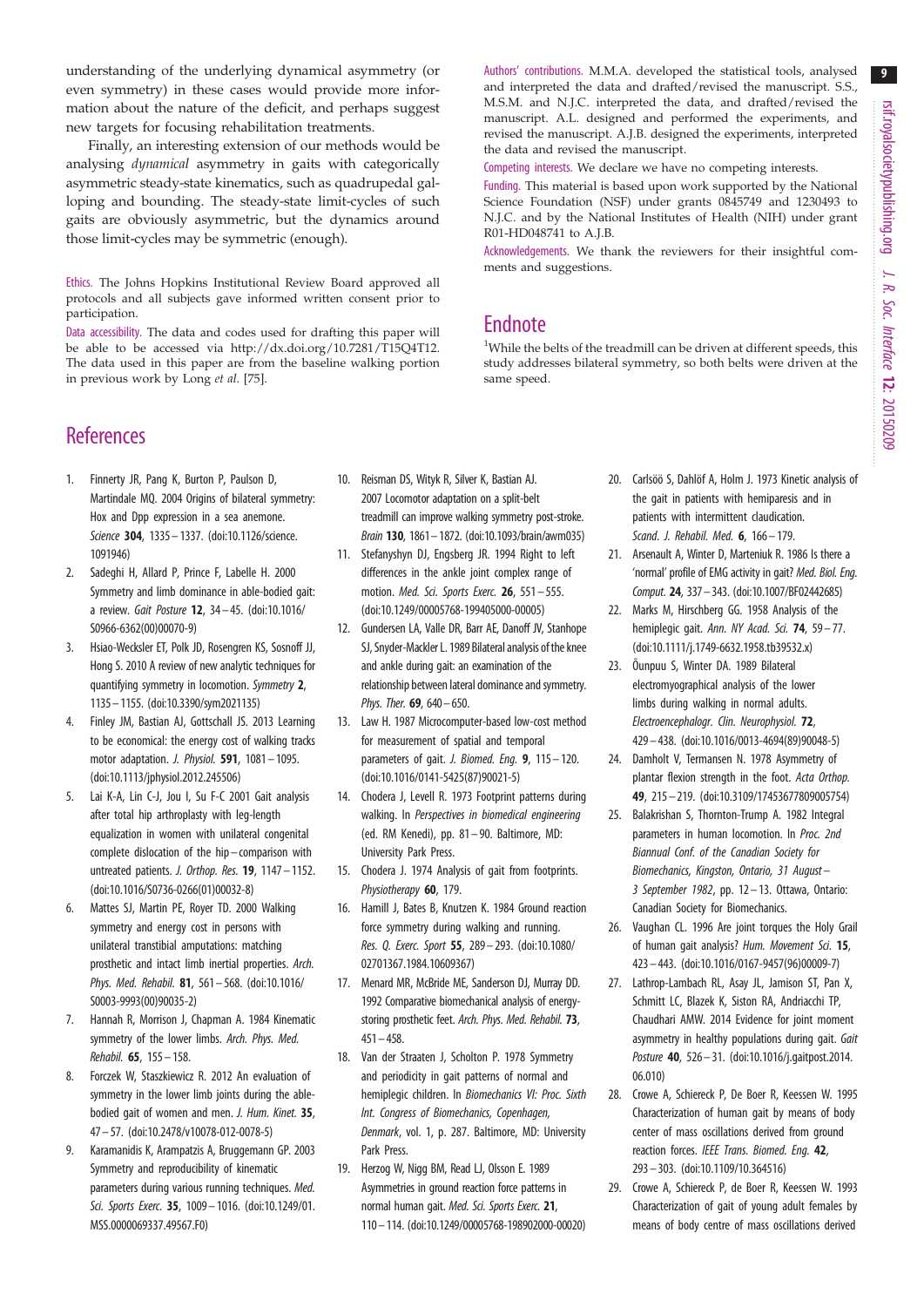understanding of the underlying dynamical asymmetry (or even symmetry) in these cases would provide more information about the nature of the deficit, and perhaps suggest new targets for focusing rehabilitation treatments.

Finally, an interesting extension of our methods would be analysing *dynamical* asymmetry in gaits with categorically asymmetric steady-state kinematics, such as quadrupedal galloping and bounding. The steady-state limit-cycles of such gaits are obviously asymmetric, but the dynamics around those limit-cycles may be symmetric (enough).

Ethics. The Johns Hopkins Institutional Review Board approved all protocols and all subjects gave informed written consent prior to participation.

Data accessibility. The data and codes used for drafting this paper will be able to be accessed via http://dx.doi.org/10.7281/T15Q4T12. The data used in this paper are from the baseline walking portion in previous work by Long *et al.* [75].

Authors' contributions. M.M.A. developed the statistical tools, analysed and interpreted the data and drafted/revised the manuscript. S.S., M.S.M. and N.J.C. interpreted the data, and drafted/revised the manuscript. A.L. designed and performed the experiments, and revised the manuscript. A.J.B. designed the experiments, interpreted the data and revised the manuscript.

Competing interests. We declare we have no competing interests.

Funding. This material is based upon work supported by the National Science Foundation (NSF) under grants 0845749 and 1230493 to N.J.C. and by the National Institutes of Health (NIH) under grant R01-HD048741 to A.J.B.

Acknowledgements. We thank the reviewers for their insightful comments and suggestions.

## Endnote

[1]While the belts of the treadmill can be driven at different speeds, this study addresses bilateral symmetry, so both belts were driven at the same speed.

## References

1. Finnerty JR, Pang K, Burton P, Paulson D, Martindale MQ. 2004 Origins of bilateral symmetry: Hox and Dpp expression in a sea anemone. *Science* **304**, 1335–1337. (doi:10.1126/science.1091946)
2. Sadeghi H, Allard P, Prince F, Labelle H. 2000 Symmetry and limb dominance in able-bodied gait: a review. *Gait Posture* **12**, 34–45. (doi:10.1016/S0966-6362(00)00070-9)
3. Hsiao-Wecksler ET, Polk JD, Rosengren KS, Sosnoff JJ, Hong S. 2010 A review of new analytic techniques for quantifying symmetry in locomotion. *Symmetry* **2**, 1135–1155. (doi:10.3390/sym2021135)
4. Finley JM, Bastian AJ, Gottschall JS. 2013 Learning to be economical: the energy cost of walking tracks motor adaptation. *J. Physiol.* **591**, 1081–1095. (doi:10.1113/jphysiol.2012.245506)
5. Lai K-A, Lin C-J, Jou I, Su F-C 2001 Gait analysis after total hip arthroplasty with leg-length equalization in women with unilateral congenital complete dislocation of the hip–comparison with untreated patients. *J. Orthop. Res.* **19**, 1147–1152. (doi:10.1016/S0736-0266(01)00032-8)
6. Mattes SJ, Martin PE, Royer TD. 2000 Walking symmetry and energy cost in persons with unilateral transtibial amputations: matching prosthetic and intact limb inertial properties. *Arch. Phys. Med. Rehabil.* **81**, 561–568. (doi:10.1016/S0003-9993(00)90035-2)
7. Hannah R, Morrison J, Chapman A. 1984 Kinematic symmetry of the lower limbs. *Arch. Phys. Med. Rehabil.* **65**, 155–158.
8. Forczek W, Staszkiewicz R. 2012 An evaluation of symmetry in the lower limb joints during the able-bodied gait of women and men. *J. Hum. Kinet.* **35**, 47–57. (doi:10.2478/v10078-012-0078-5)
9. Karamanidis K, Arampatzis A, Bruggemann GP. 2003 Symmetry and reproducibility of kinematic parameters during various running techniques. *Med. Sci. Sports Exerc.* **35**, 1009–1016. (doi:10.1249/01.MSS.0000069337.49567.F0)
10. Reisman DS, Wityk R, Silver K, Bastian AJ. 2007 Locomotor adaptation on a split-belt treadmill can improve walking symmetry post-stroke. *Brain* **130**, 1861–1872. (doi:10.1093/brain/awm035)
11. Stefanyshyn DJ, Engsberg JR. 1994 Right to left differences in the ankle joint complex range of motion. *Med. Sci. Sports Exerc.* **26**, 551–555. (doi:10.1249/00005768-199405000-00005)
12. Gundersen LA, Valle DR, Barr AE, Danoff JV, Stanhope SJ, Snyder-Mackler L. 1989 Bilateral analysis of the knee and ankle during gait: an examination of the relationship between lateral dominance and symmetry. *Phys. Ther.* **69**, 640–650.
13. Law H. 1987 Microcomputer-based low-cost method for measurement of spatial and temporal parameters of gait. *J. Biomed. Eng.* **9**, 115–120. (doi:10.1016/0141-5425(87)90021-5)
14. Chodera J, Levell R. 1973 Footprint patterns during walking. In *Perspectives in biomedical engineering* (ed. RM Kenedi), pp. 81–90. Baltimore, MD: University Park Press.
15. Chodera J. 1974 Analysis of gait from footprints. *Physiotherapy* **60**, 179.
16. Hamill J, Bates B, Knutzen K. 1984 Ground reaction force symmetry during walking and running. *Res. Q. Exerc. Sport* **55**, 289–293. (doi:10.1080/02701367.1984.10609367)
17. Menard MR, McBride ME, Sanderson DJ, Murray DD. 1992 Comparative biomechanical analysis of energy-storing prosthetic feet. *Arch. Phys. Med. Rehabil.* **73**, 451–458.
18. Van der Straaten J, Scholton P. 1978 Symmetry and periodicity in gait patterns of normal and hemiplegic children. In *Biomechanics VI: Proc. Sixth Int. Congress of Biomechanics, Copenhagen, Denmark*, vol. 1, p. 287. Baltimore, MD: University Park Press.
19. Herzog W, Nigg BM, Read LJ, Olsson E. 1989 Asymmetries in ground reaction force patterns in normal human gait. *Med. Sci. Sports Exerc.* **21**, 110–114. (doi:10.1249/00005768-198902000-00020)
20. Carlsöö S, Dahlöf A, Holm J. 1973 Kinetic analysis of the gait in patients with hemiparesis and in patients with intermittent claudication. *Scand. J. Rehabil. Med.* **6**, 166–179.
21. Arsenault A, Winter D, Marteniuk R. 1986 Is there a 'normal' profile of EMG activity in gait? *Med. Biol. Eng. Comput.* **24**, 337–343. (doi:10.1007/BF02442685)
22. Marks M, Hirschberg GG. 1958 Analysis of the hemiplegic gait. *Ann. NY Acad. Sci.* **74**, 59–77. (doi:10.1111/j.1749-6632.1958.tb39532.x)
23. Õunpuu S, Winter DA. 1989 Bilateral electromyographical analysis of the lower limbs during walking in normal adults. *Electroencephalogr. Clin. Neurophysiol.* **72**, 429–438. (doi:10.1016/0013-4694(89)90048-5)
24. Damholt V, Termansen N. 1978 Asymmetry of plantar flexion strength in the foot. *Acta Orthop.* **49**, 215–219. (doi:10.3109/17453677809005754)
25. Balakrishan S, Thornton-Trump A. 1982 Integral parameters in human locomotion. In *Proc. 2nd Biannual Conf. of the Canadian Society for Biomechanics, Kingston, Ontario, 31 August–3 September 1982*, pp. 12–13. Ottawa, Ontario: Canadian Society for Biomechanics.
26. Vaughan CL. 1996 Are joint torques the Holy Grail of human gait analysis? *Hum. Movement Sci.* **15**, 423–443. (doi:10.1016/0167-9457(96)00009-7)
27. Lathrop-Lambach RL, Asay JL, Jamison ST, Pan X, Schmitt LC, Blazek K, Siston RA, Andriacchi TP, Chaudhari AMW. 2014 Evidence for joint moment asymmetry in healthy populations during gait. *Gait Posture* **40**, 526–31. (doi:10.1016/j.gaitpost.2014.06.010)
28. Crowe A, Schiereck P, De Boer R, Keessen W. 1995 Characterization of human gait by means of body center of mass oscillations derived from ground reaction forces. *IEEE Trans. Biomed. Eng.* **42**, 293–303. (doi:10.1109/10.364516)
29. Crowe A, Schiereck P, de Boer R, Keessen W. 1993 Characterization of gait of young adult females by means of body centre of mass oscillations derived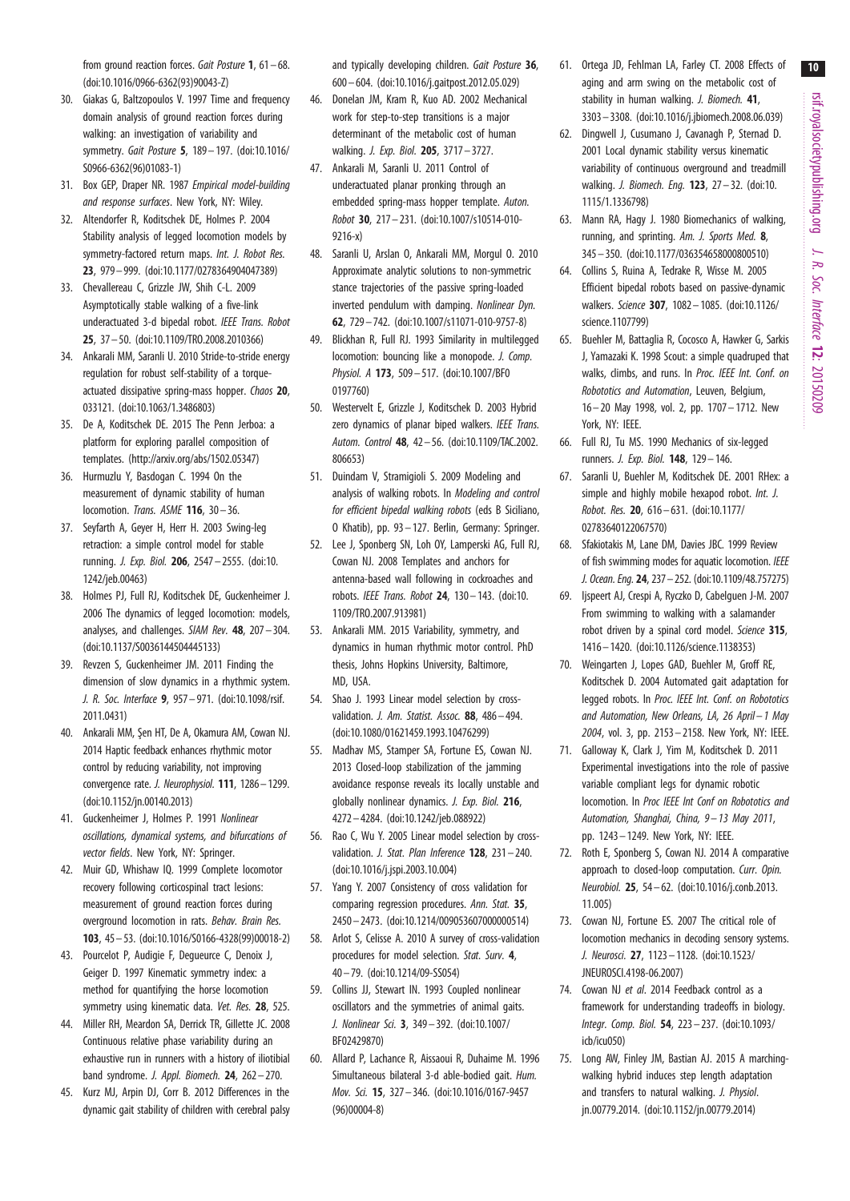from ground reaction forces. *Gait Posture* **1**, 61–68. (doi:10.1016/0966-6362(93)90043-Z)

30. Giakas G, Baltzopoulos V. 1997 Time and frequency domain analysis of ground reaction forces during walking: an investigation of variability and symmetry. *Gait Posture* **5**, 189–197. (doi:10.1016/S0966-6362(96)01083-1)
31. Box GEP, Draper NR. 1987 *Empirical model-building and response surfaces*. New York, NY: Wiley.
32. Altendorfer R, Koditschek DE, Holmes P. 2004 Stability analysis of legged locomotion models by symmetry-factored return maps. *Int. J. Robot Res.* **23**, 979–999. (doi:10.1177/0278364904047389)
33. Chevallereau C, Grizzle JW, Shih C-L. 2009 Asymptotically stable walking of a five-link underactuated 3-d bipedal robot. *IEEE Trans. Robot* **25**, 37–50. (doi:10.1109/TRO.2008.2010366)
34. Ankarali MM, Saranli U. 2010 Stride-to-stride energy regulation for robust self-stability of a torque-actuated dissipative spring-mass hopper. *Chaos* **20**, 033121. (doi:10.1063/1.3486803)
35. De A, Koditschek DE. 2015 The Penn Jerboa: a platform for exploring parallel composition of templates. (http://arxiv.org/abs/1502.05347)
36. Hurmuzlu Y, Basdogan C. 1994 On the measurement of dynamic stability of human locomotion. *Trans. ASME* **116**, 30–36.
37. Seyfarth A, Geyer H, Herr H. 2003 Swing-leg retraction: a simple control model for stable running. *J. Exp. Biol.* **206**, 2547–2555. (doi:10.1242/jeb.00463)
38. Holmes PJ, Full RJ, Koditschek DE, Guckenheimer J. 2006 The dynamics of legged locomotion: models, analyses, and challenges. *SIAM Rev.* **48**, 207–304. (doi:10.1137/S0036144504445133)
39. Revzen S, Guckenheimer JM. 2011 Finding the dimension of slow dynamics in a rhythmic system. *J. R. Soc. Interface* **9**, 957–971. (doi:10.1098/rsif.2011.0431)
40. Ankarali MM, Şen HT, De A, Okamura AM, Cowan NJ. 2014 Haptic feedback enhances rhythmic motor control by reducing variability, not improving convergence rate. *J. Neurophysiol.* **111**, 1286–1299. (doi:10.1152/jn.00140.2013)
41. Guckenheimer J, Holmes P. 1991 *Nonlinear oscillations, dynamical systems, and bifurcations of vector fields*. New York, NY: Springer.
42. Muir GD, Whishaw IQ. 1999 Complete locomotor recovery following corticospinal tract lesions: measurement of ground reaction forces during overground locomotion in rats. *Behav. Brain Res.* **103**, 45–53. (doi:10.1016/S0166-4328(99)00018-2)
43. Pourcelot P, Audigie F, Degueurce C, Denoix J, Geiger D. 1997 Kinematic symmetry index: a method for quantifying the horse locomotion symmetry using kinematic data. *Vet. Res.* **28**, 525.
44. Miller RH, Meardon SA, Derrick TR, Gillette JC. 2008 Continuous relative phase variability during an exhaustive run in runners with a history of iliotibial band syndrome. *J. Appl. Biomech.* **24**, 262–270.
45. Kurz MJ, Arpin DJ, Corr B. 2012 Differences in the dynamic gait stability of children with cerebral palsy and typically developing children. *Gait Posture* **36**, 600–604. (doi:10.1016/j.gaitpost.2012.05.029)
46. Donelan JM, Kram R, Kuo AD. 2002 Mechanical work for step-to-step transitions is a major determinant of the metabolic cost of human walking. *J. Exp. Biol.* **205**, 3717–3727.
47. Ankarali M, Saranli U. 2011 Control of underactuated planar pronking through an embedded spring-mass hopper template. *Auton. Robot* **30**, 217–231. (doi:10.1007/s10514-010-9216-x)
48. Saranli U, Arslan O, Ankarali MM, Morgul O. 2010 Approximate analytic solutions to non-symmetric stance trajectories of the passive spring-loaded inverted pendulum with damping. *Nonlinear Dyn.* **62**, 729–742. (doi:10.1007/s11071-010-9757-8)
49. Blickhan R, Full RJ. 1993 Similarity in multilegged locomotion: bouncing like a monopode. *J. Comp. Physiol. A* **173**, 509–517. (doi:10.1007/BF00197760)
50. Westervelt E, Grizzle J, Koditschek D. 2003 Hybrid zero dynamics of planar biped walkers. *IEEE Trans. Autom. Control* **48**, 42–56. (doi:10.1109/TAC.2002.806653)
51. Duindam V, Stramigioli S. 2009 Modeling and analysis of walking robots. In *Modeling and control for efficient bipedal walking robots* (eds B Siciliano, O Khatib), pp. 93–127. Berlin, Germany: Springer.
52. Lee J, Sponberg SN, Loh OY, Lamperski AG, Full RJ, Cowan NJ. 2008 Templates and anchors for antenna-based wall following in cockroaches and robots. *IEEE Trans. Robot* **24**, 130–143. (doi:10.1109/TRO.2007.913981)
53. Ankarali MM. 2015 Variability, symmetry, and dynamics in human rhythmic motor control. PhD thesis, Johns Hopkins University, Baltimore, MD, USA.
54. Shao J. 1993 Linear model selection by cross-validation. *J. Am. Statist. Assoc.* **88**, 486–494. (doi:10.1080/01621459.1993.10476299)
55. Madhav MS, Stamper SA, Fortune ES, Cowan NJ. 2013 Closed-loop stabilization of the jamming avoidance response reveals its locally unstable and globally nonlinear dynamics. *J. Exp. Biol.* **216**, 4272–4284. (doi:10.1242/jeb.088922)
56. Rao C, Wu Y. 2005 Linear model selection by cross-validation. *J. Stat. Plan Inference* **128**, 231–240. (doi:10.1016/j.jspi.2003.10.004)
57. Yang Y. 2007 Consistency of cross validation for comparing regression procedures. *Ann. Stat.* **35**, 2450–2473. (doi:10.1214/009053607000000514)
58. Arlot S, Celisse A. 2010 A survey of cross-validation procedures for model selection. *Stat. Surv.* **4**, 40–79. (doi:10.1214/09-SS054)
59. Collins JJ, Stewart IN. 1993 Coupled nonlinear oscillators and the symmetries of animal gaits. *J. Nonlinear Sci.* **3**, 349–392. (doi:10.1007/BF02429870)
60. Allard P, Lachance R, Aissaoui R, Duhaime M. 1996 Simultaneous bilateral 3-d able-bodied gait. *Hum. Mov. Sci.* **15**, 327–346. (doi:10.1016/0167-9457(96)00004-8)
61. Ortega JD, Fehlman LA, Farley CT. 2008 Effects of aging and arm swing on the metabolic cost of stability in human walking. *J. Biomech.* **41**, 3303–3308. (doi:10.1016/j.jbiomech.2008.06.039)
62. Dingwell J, Cusumano J, Cavanagh P, Sternad D. 2001 Local dynamic stability versus kinematic variability of continuous overground and treadmill walking. *J. Biomech. Eng.* **123**, 27–32. (doi:10.1115/1.1336798)
63. Mann RA, Hagy J. 1980 Biomechanics of walking, running, and sprinting. *Am. J. Sports Med.* **8**, 345–350. (doi:10.1177/036354658000800510)
64. Collins S, Ruina A, Tedrake R, Wisse M. 2005 Efficient bipedal robots based on passive-dynamic walkers. *Science* **307**, 1082–1085. (doi:10.1126/science.1107799)
65. Buehler M, Battaglia R, Cocosco A, Hawker G, Sarkis J, Yamazaki K. 1998 Scout: a simple quadruped that walks, climbs, and runs. In *Proc. IEEE Int. Conf. on Robototics and Automation*, Leuven, Belgium, 16–20 May 1998, vol. 2, pp. 1707–1712. New York, NY: IEEE.
66. Full RJ, Tu MS. 1990 Mechanics of six-legged runners. *J. Exp. Biol.* **148**, 129–146.
67. Saranli U, Buehler M, Koditschek DE. 2001 RHex: a simple and highly mobile hexapod robot. *Int. J. Robot. Res.* **20**, 616–631. (doi:10.1177/02783640122067570)
68. Sfakiotakis M, Lane DM, Davies JBC. 1999 Review of fish swimming modes for aquatic locomotion. *IEEE J. Ocean. Eng.* **24**, 237–252. (doi:10.1109/48.757275)
69. Ijspeert AJ, Crespi A, Ryczko D, Cabelguen J-M. 2007 From swimming to walking with a salamander robot driven by a spinal cord model. *Science* **315**, 1416–1420. (doi:10.1126/science.1138353)
70. Weingarten J, Lopes GAD, Buehler M, Groff RE, Koditschek D. 2004 Automated gait adaptation for legged robots. In *Proc. IEEE Int. Conf. on Robototics and Automation, New Orleans, LA, 26 April–1 May 2004*, vol. 3, pp. 2153–2158. New York, NY: IEEE.
71. Galloway K, Clark J, Yim M, Koditschek D. 2011 Experimental investigations into the role of passive variable compliant legs for dynamic robotic locomotion. In *Proc IEEE Int Conf on Robototics and Automation, Shanghai, China, 9–13 May 2011*, pp. 1243–1249. New York, NY: IEEE.
72. Roth E, Sponberg S, Cowan NJ. 2014 A comparative approach to closed-loop computation. *Curr. Opin. Neurobiol.* **25**, 54–62. (doi:10.1016/j.conb.2013.11.005)
73. Cowan NJ, Fortune ES. 2007 The critical role of locomotion mechanics in decoding sensory systems. *J. Neurosci.* **27**, 1123–1128. (doi:10.1523/JNEUROSCI.4198-06.2007)
74. Cowan NJ *et al.* 2014 Feedback control as a framework for understanding tradeoffs in biology. *Integr. Comp. Biol.* **54**, 223–237. (doi:10.1093/icb/icu050)
75. Long AW, Finley JM, Bastian AJ. 2015 A marching-walking hybrid induces step length adaptation and transfers to natural walking. *J. Physiol.* jn.00779.2014. (doi:10.1152/jn.00779.2014)